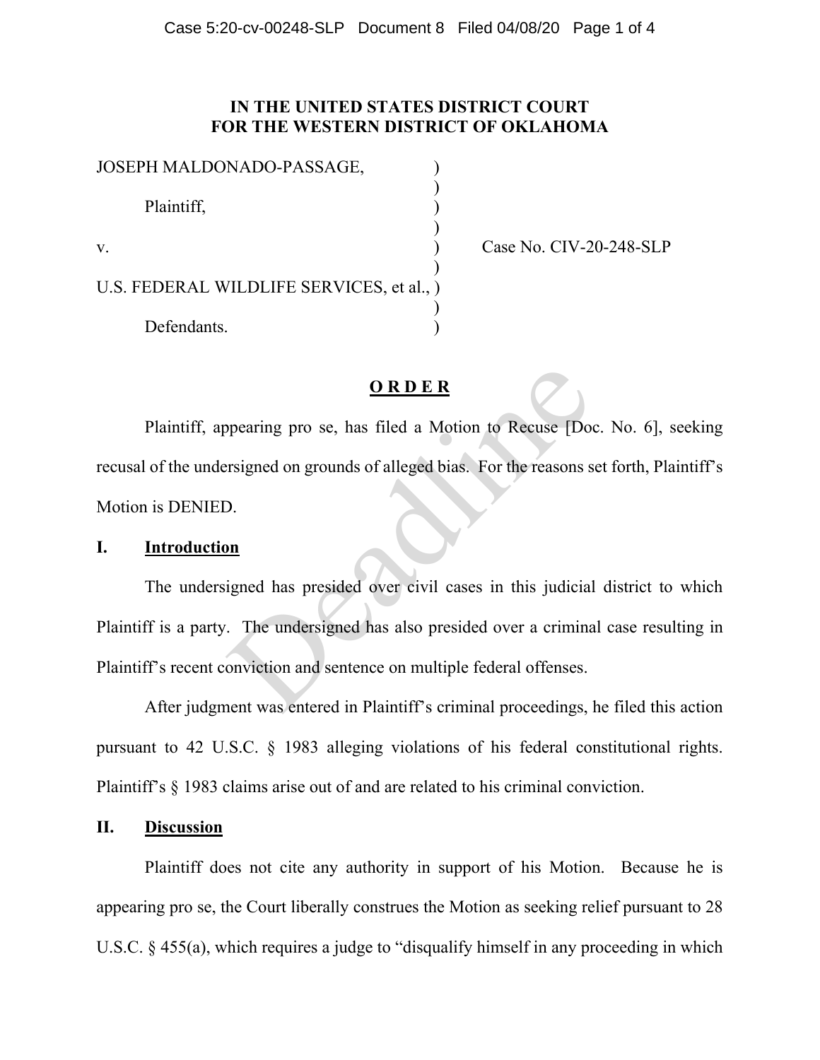**IN THE UNITED STATES DISTRICT COURT FOR THE WESTERN DISTRICT OF OKLAHOMA**

JOSEPH MALDONADO-PASSAGE,

Plaintiff,

v.

U.S. FEDERAL WILDLIFE SERVICES, et al.,

Defendants.

Case No. CIV-20-248-SLP

**O R D E R**

Plaintiff, appearing pro se, has filed a Motion to Recuse [Doc. No. 6], seeking recusal of the undersigned on grounds of alleged bias. For the reasons set forth, Plaintiff's Motion is DENIED.

## I. Introduction

The undersigned has presided over civil cases in this judicial district to which Plaintiff is a party. The undersigned has also presided over a criminal case resulting in Plaintiff's recent conviction and sentence on multiple federal offenses.

After judgment was entered in Plaintiff's criminal proceedings, he filed this action pursuant to 42 U.S.C. § 1983 alleging violations of his federal constitutional rights. Plaintiff's § 1983 claims arise out of and are related to his criminal conviction.

## II. Discussion

Plaintiff does not cite any authority in support of his Motion. Because he is appearing pro se, the Court liberally construes the Motion as seeking relief pursuant to 28 U.S.C. § 455(a), which requires a judge to "disqualify himself in any proceeding in which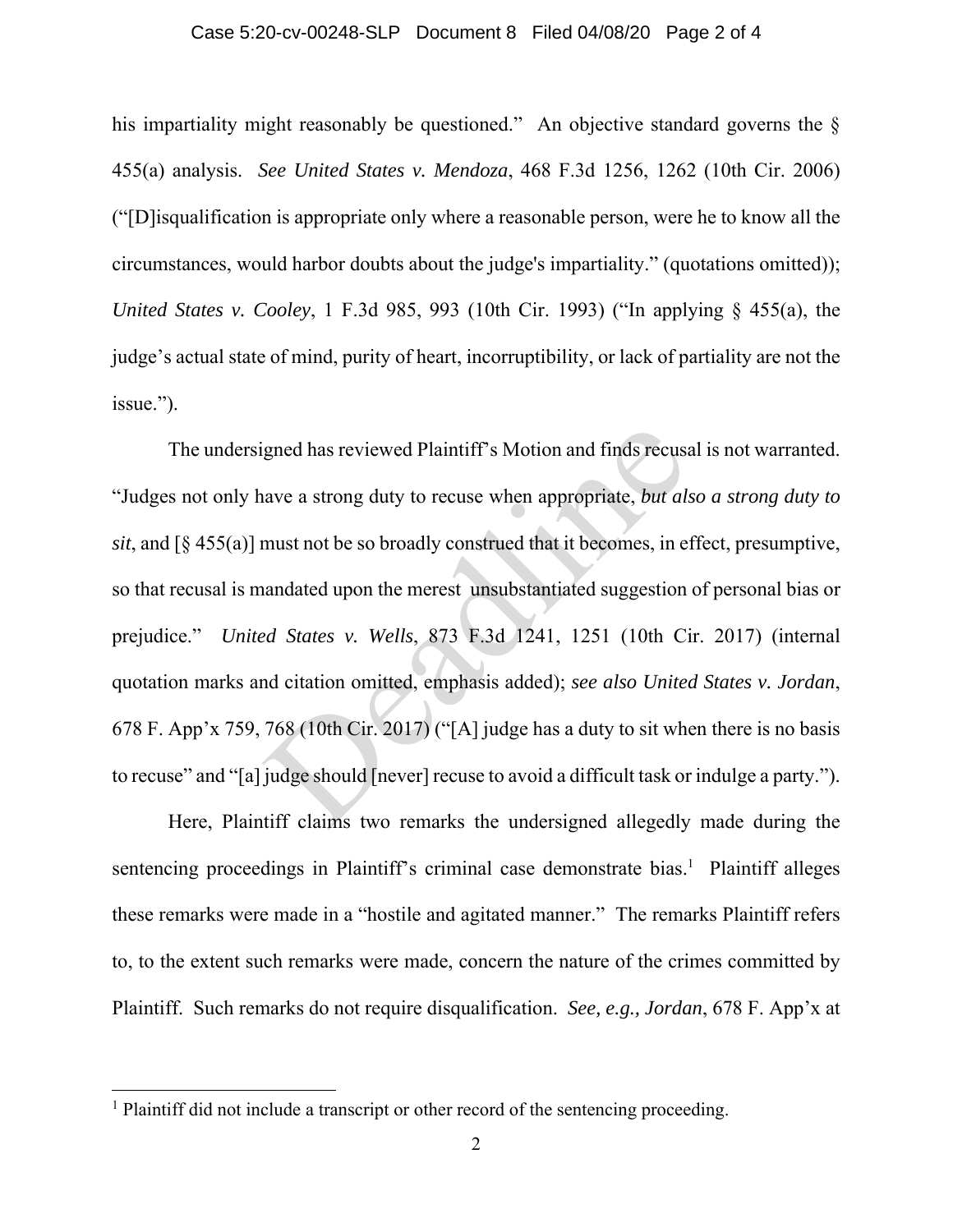his impartiality might reasonably be questioned." An objective standard governs the § 455(a) analysis. *See United States v. Mendoza*, 468 F.3d 1256, 1262 (10th Cir. 2006) ("[D]isqualification is appropriate only where a reasonable person, were he to know all the circumstances, would harbor doubts about the judge's impartiality." (quotations omitted)); *United States v. Cooley*, 1 F.3d 985, 993 (10th Cir. 1993) ("In applying § 455(a), the judge's actual state of mind, purity of heart, incorruptibility, or lack of partiality are not the issue.").

The undersigned has reviewed Plaintiff's Motion and finds recusal is not warranted. "Judges not only have a strong duty to recuse when appropriate, *but also a strong duty to sit*, and [§ 455(a)] must not be so broadly construed that it becomes, in effect, presumptive, so that recusal is mandated upon the merest unsubstantiated suggestion of personal bias or prejudice." *United States v. Wells*, 873 F.3d 1241, 1251 (10th Cir. 2017) (internal quotation marks and citation omitted, emphasis added); *see also United States v. Jordan*, 678 F. App'x 759, 768 (10th Cir. 2017) ("[A] judge has a duty to sit when there is no basis to recuse" and "[a] judge should [never] recuse to avoid a difficult task or indulge a party.").

Here, Plaintiff claims two remarks the undersigned allegedly made during the sentencing proceedings in Plaintiff's criminal case demonstrate bias.[1] Plaintiff alleges these remarks were made in a "hostile and agitated manner." The remarks Plaintiff refers to, to the extent such remarks were made, concern the nature of the crimes committed by Plaintiff. Such remarks do not require disqualification. *See, e.g., Jordan*, 678 F. App'x at

---

[1] Plaintiff did not include a transcript or other record of the sentencing proceeding.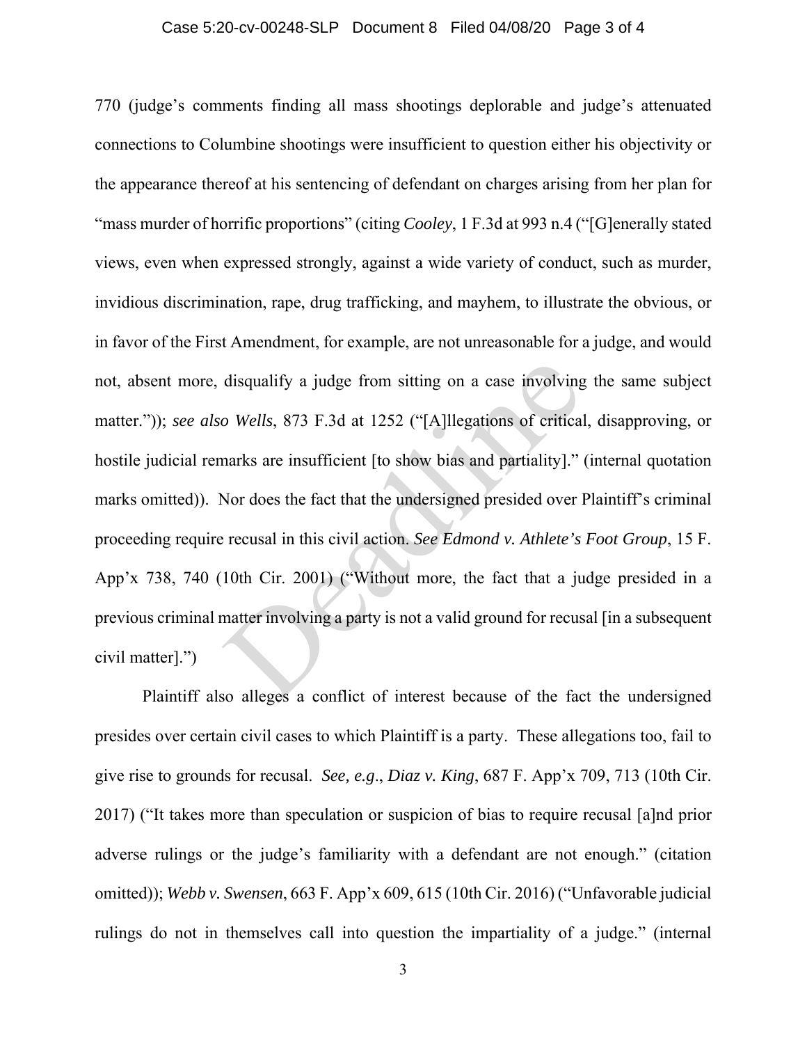770 (judge's comments finding all mass shootings deplorable and judge's attenuated connections to Columbine shootings were insufficient to question either his objectivity or the appearance thereof at his sentencing of defendant on charges arising from her plan for "mass murder of horrific proportions" (citing *Cooley*, 1 F.3d at 993 n.4 ("[G]enerally stated views, even when expressed strongly, against a wide variety of conduct, such as murder, invidious discrimination, rape, drug trafficking, and mayhem, to illustrate the obvious, or in favor of the First Amendment, for example, are not unreasonable for a judge, and would not, absent more, disqualify a judge from sitting on a case involving the same subject matter.")); *see also Wells*, 873 F.3d at 1252 ("[A]llegations of critical, disapproving, or hostile judicial remarks are insufficient [to show bias and partiality]." (internal quotation marks omitted)). Nor does the fact that the undersigned presided over Plaintiff's criminal proceeding require recusal in this civil action. *See Edmond v. Athlete's Foot Group*, 15 F. App'x 738, 740 (10th Cir. 2001) ("Without more, the fact that a judge presided in a previous criminal matter involving a party is not a valid ground for recusal [in a subsequent civil matter].")

Plaintiff also alleges a conflict of interest because of the fact the undersigned presides over certain civil cases to which Plaintiff is a party. These allegations too, fail to give rise to grounds for recusal. *See, e.g*., *Diaz v. King*, 687 F. App'x 709, 713 (10th Cir. 2017) ("It takes more than speculation or suspicion of bias to require recusal [a]nd prior adverse rulings or the judge's familiarity with a defendant are not enough." (citation omitted)); *Webb v. Swensen*, 663 F. App'x 609, 615 (10th Cir. 2016) ("Unfavorable judicial rulings do not in themselves call into question the impartiality of a judge." (internal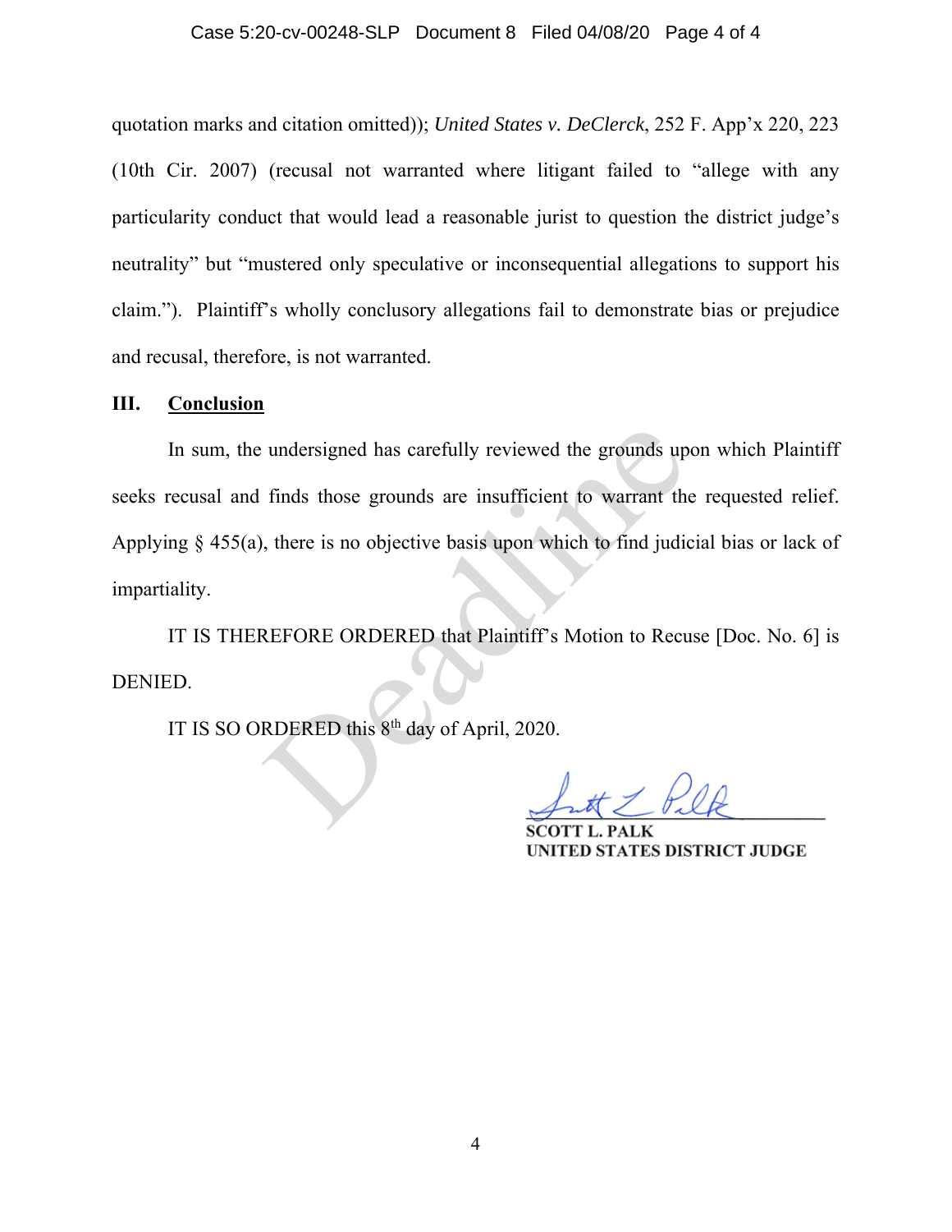quotation marks and citation omitted)); *United States v. DeClerck*, 252 F. App'x 220, 223 (10th Cir. 2007) (recusal not warranted where litigant failed to "allege with any particularity conduct that would lead a reasonable jurist to question the district judge's neutrality" but "mustered only speculative or inconsequential allegations to support his claim."). Plaintiff's wholly conclusory allegations fail to demonstrate bias or prejudice and recusal, therefore, is not warranted.

## III. Conclusion

In sum, the undersigned has carefully reviewed the grounds upon which Plaintiff seeks recusal and finds those grounds are insufficient to warrant the requested relief. Applying § 455(a), there is no objective basis upon which to find judicial bias or lack of impartiality.

IT IS THEREFORE ORDERED that Plaintiff's Motion to Recuse [Doc. No. 6] is DENIED.

IT IS SO ORDERED this 8th day of April, 2020.

**SCOTT L. PALK**
**UNITED STATES DISTRICT JUDGE**